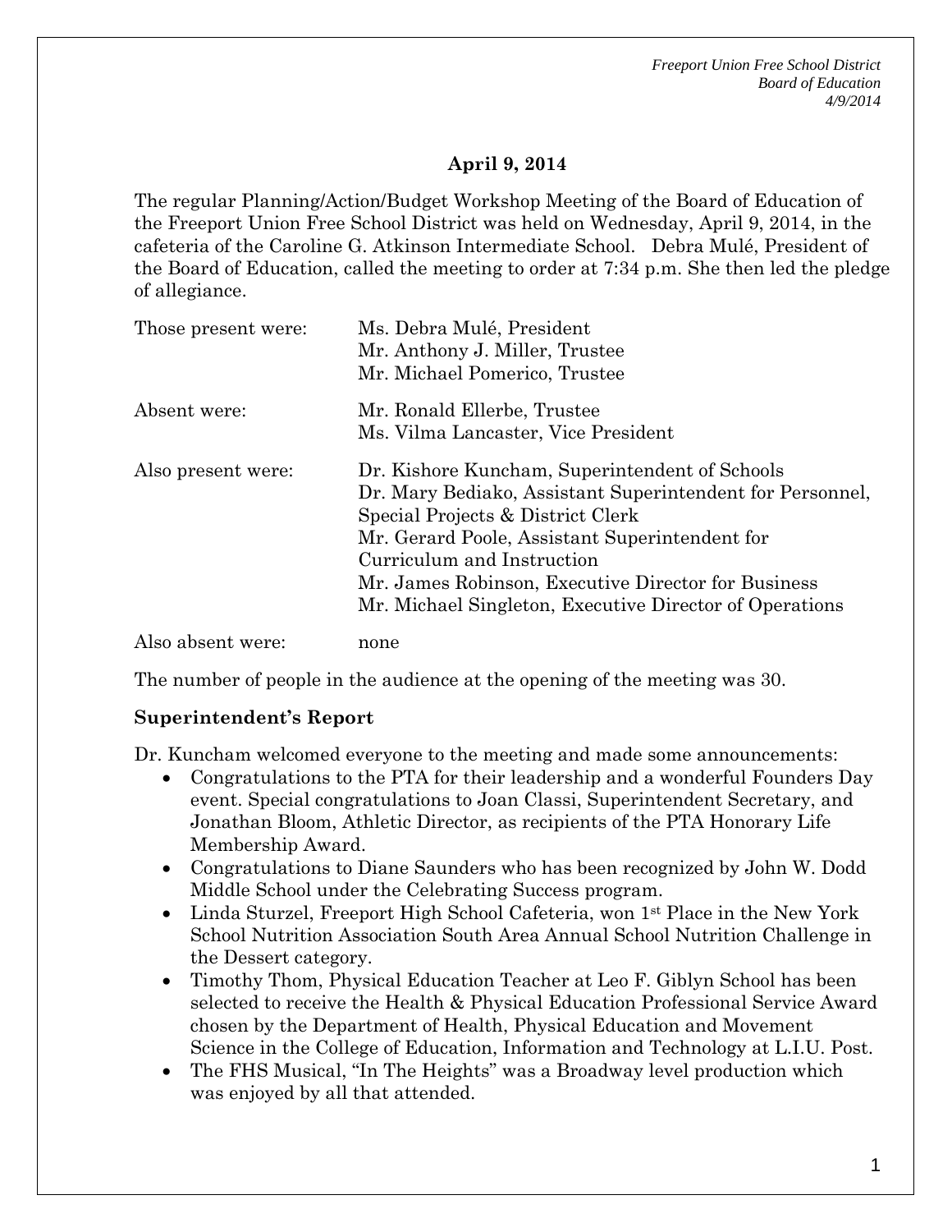## April 9, 2014

The regular Planning/Action/Budget Workshop Meeting of the Board of Education of the Freeport Union Free School District was held on Wednesday, April 9, 2014, in the cafeteria of the Caroline G. Atkinson Intermediate School. Debra Mulé, President of the Board of Education, called the meeting to order at 7:34 p.m. She then led the pledge of allegiance.

| | |
|---|---|
| Those present were: | Ms. Debra Mulé, President<br>Mr. Anthony J. Miller, Trustee<br>Mr. Michael Pomerico, Trustee |
| Absent were: | Mr. Ronald Ellerbe, Trustee<br>Ms. Vilma Lancaster, Vice President |
| Also present were: | Dr. Kishore Kuncham, Superintendent of Schools<br>Dr. Mary Bediako, Assistant Superintendent for Personnel, Special Projects & District Clerk<br>Mr. Gerard Poole, Assistant Superintendent for Curriculum and Instruction<br>Mr. James Robinson, Executive Director for Business<br>Mr. Michael Singleton, Executive Director of Operations |
| Also absent were: | none |

The number of people in the audience at the opening of the meeting was 30.

**Superintendent's Report**

Dr. Kuncham welcomed everyone to the meeting and made some announcements:

- Congratulations to the PTA for their leadership and a wonderful Founders Day event. Special congratulations to Joan Classi, Superintendent Secretary, and Jonathan Bloom, Athletic Director, as recipients of the PTA Honorary Life Membership Award.
- Congratulations to Diane Saunders who has been recognized by John W. Dodd Middle School under the Celebrating Success program.
- Linda Sturzel, Freeport High School Cafeteria, won 1st Place in the New York School Nutrition Association South Area Annual School Nutrition Challenge in the Dessert category.
- Timothy Thom, Physical Education Teacher at Leo F. Giblyn School has been selected to receive the Health & Physical Education Professional Service Award chosen by the Department of Health, Physical Education and Movement Science in the College of Education, Information and Technology at L.I.U. Post.
- The FHS Musical, "In The Heights" was a Broadway level production which was enjoyed by all that attended.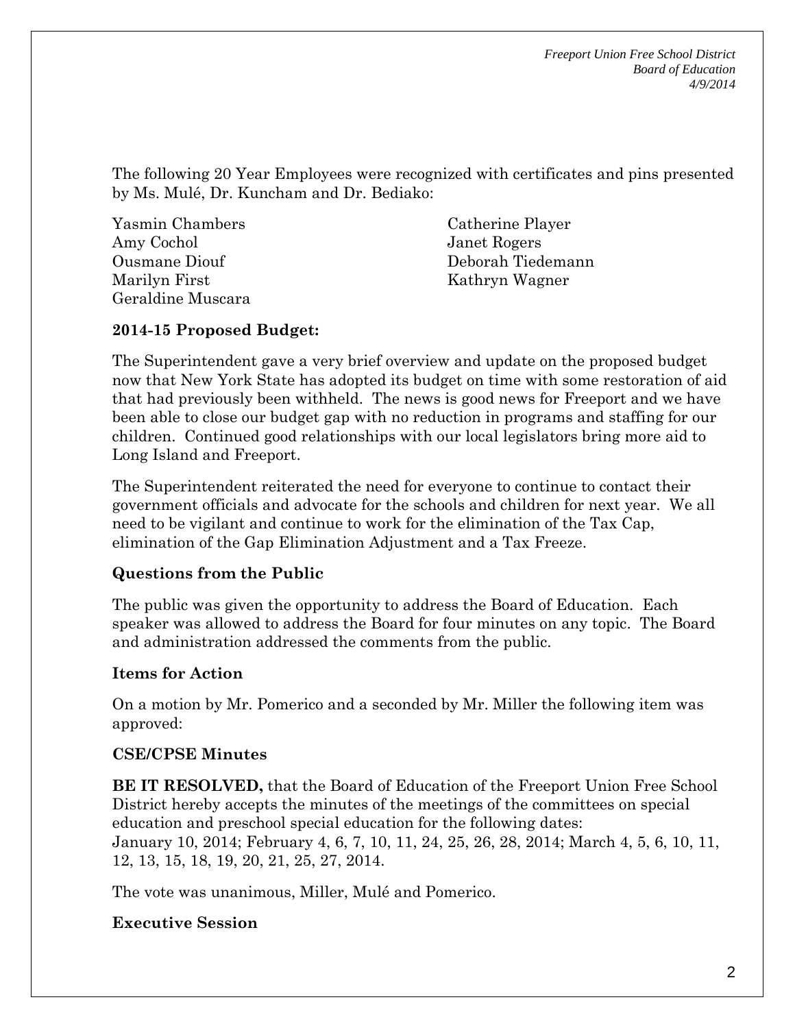The following 20 Year Employees were recognized with certificates and pins presented by Ms. Mulé, Dr. Kuncham and Dr. Bediako:

Yasmin Chambers
Amy Cochol
Ousmane Diouf
Marilyn First
Geraldine Muscara
Catherine Player
Janet Rogers
Deborah Tiedemann
Kathryn Wagner

**2014-15 Proposed Budget:**

The Superintendent gave a very brief overview and update on the proposed budget now that New York State has adopted its budget on time with some restoration of aid that had previously been withheld. The news is good news for Freeport and we have been able to close our budget gap with no reduction in programs and staffing for our children. Continued good relationships with our local legislators bring more aid to Long Island and Freeport.

The Superintendent reiterated the need for everyone to continue to contact their government officials and advocate for the schools and children for next year. We all need to be vigilant and continue to work for the elimination of the Tax Cap, elimination of the Gap Elimination Adjustment and a Tax Freeze.

**Questions from the Public**

The public was given the opportunity to address the Board of Education. Each speaker was allowed to address the Board for four minutes on any topic. The Board and administration addressed the comments from the public.

**Items for Action**

On a motion by Mr. Pomerico and a seconded by Mr. Miller the following item was approved:

**CSE/CPSE Minutes**

**BE IT RESOLVED,** that the Board of Education of the Freeport Union Free School District hereby accepts the minutes of the meetings of the committees on special education and preschool special education for the following dates:
January 10, 2014; February 4, 6, 7, 10, 11, 24, 25, 26, 28, 2014; March 4, 5, 6, 10, 11, 12, 13, 15, 18, 19, 20, 21, 25, 27, 2014.

The vote was unanimous, Miller, Mulé and Pomerico.

**Executive Session**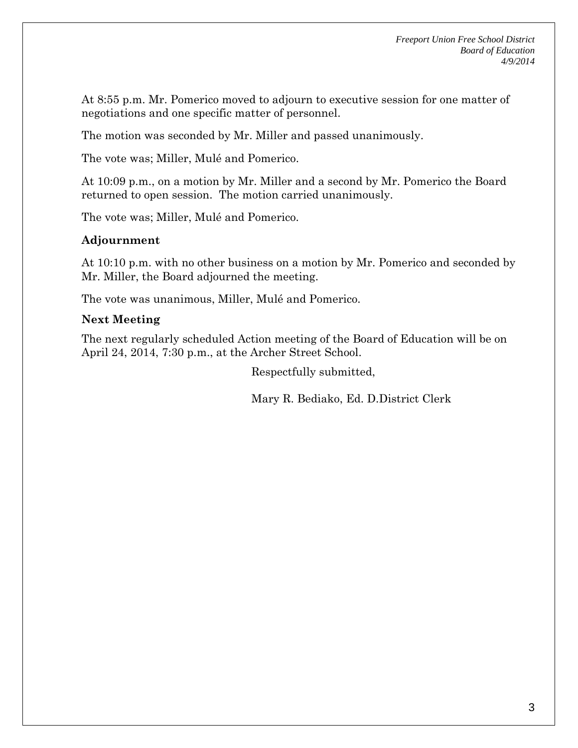At 8:55 p.m. Mr. Pomerico moved to adjourn to executive session for one matter of negotiations and one specific matter of personnel.

The motion was seconded by Mr. Miller and passed unanimously.

The vote was; Miller, Mulé and Pomerico.

At 10:09 p.m., on a motion by Mr. Miller and a second by Mr. Pomerico the Board returned to open session. The motion carried unanimously.

The vote was; Miller, Mulé and Pomerico.

**Adjournment**

At 10:10 p.m. with no other business on a motion by Mr. Pomerico and seconded by Mr. Miller, the Board adjourned the meeting.

The vote was unanimous, Miller, Mulé and Pomerico.

**Next Meeting**

The next regularly scheduled Action meeting of the Board of Education will be on April 24, 2014, 7:30 p.m., at the Archer Street School.

Respectfully submitted,

Mary R. Bediako, Ed. D.District Clerk